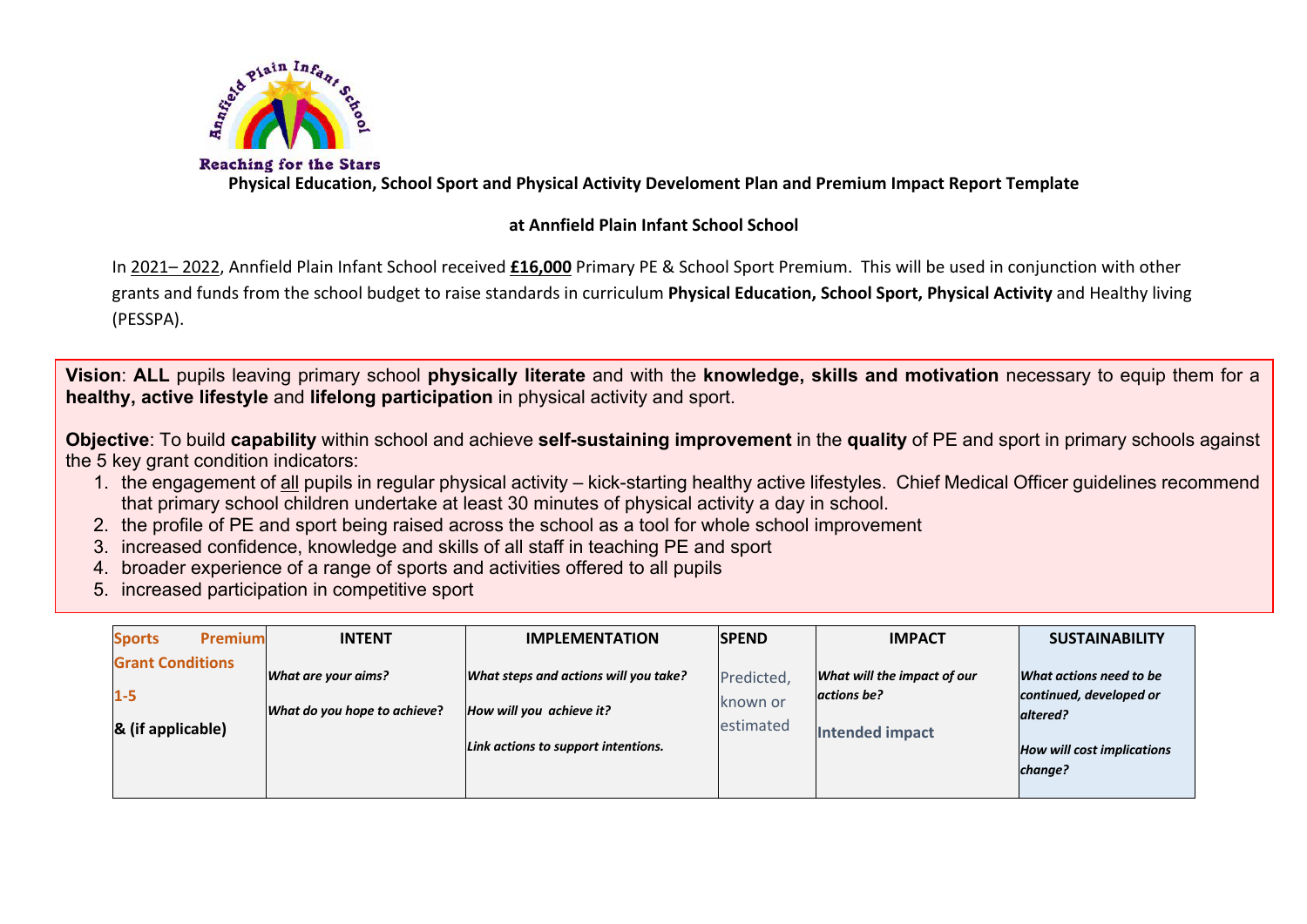Reaching for the Stars

**Physical Education, School Sport and Physical Activity Develoment Plan and Premium Impact Report Template**

**at Annfield Plain Infant School School**

In 2021– 2022, Annfield Plain Infant School received **£16,000** Primary PE & School Sport Premium. This will be used in conjunction with other grants and funds from the school budget to raise standards in curriculum **Physical Education, School Sport, Physical Activity** and Healthy living (PESSPA).

**Vision**: **ALL** pupils leaving primary school **physically literate** and with the **knowledge, skills and motivation** necessary to equip them for a **healthy, active lifestyle** and **lifelong participation** in physical activity and sport.

**Objective**: To build **capability** within school and achieve **self-sustaining improvement** in the **quality** of PE and sport in primary schools against the 5 key grant condition indicators:

1. the engagement of all pupils in regular physical activity – kick-starting healthy active lifestyles. Chief Medical Officer guidelines recommend that primary school children undertake at least 30 minutes of physical activity a day in school.
2. the profile of PE and sport being raised across the school as a tool for whole school improvement
3. increased confidence, knowledge and skills of all staff in teaching PE and sport
4. broader experience of a range of sports and activities offered to all pupils
5. increased participation in competitive sport

| **Sports Premium Grant Conditions 1-5 & (if applicable)** | **INTENT** *What are your aims? What do you hope to achieve?* | **IMPLEMENTATION** *What steps and actions will you take? How will you achieve it? Link actions to support intentions.* | **SPEND** Predicted, known or estimated | **IMPACT** *What will the impact of our actions be?* **Intended impact** | **SUSTAINABILITY** *What actions need to be continued, developed or altered? How will cost implications change?* |
|---|---|---|---|---|---|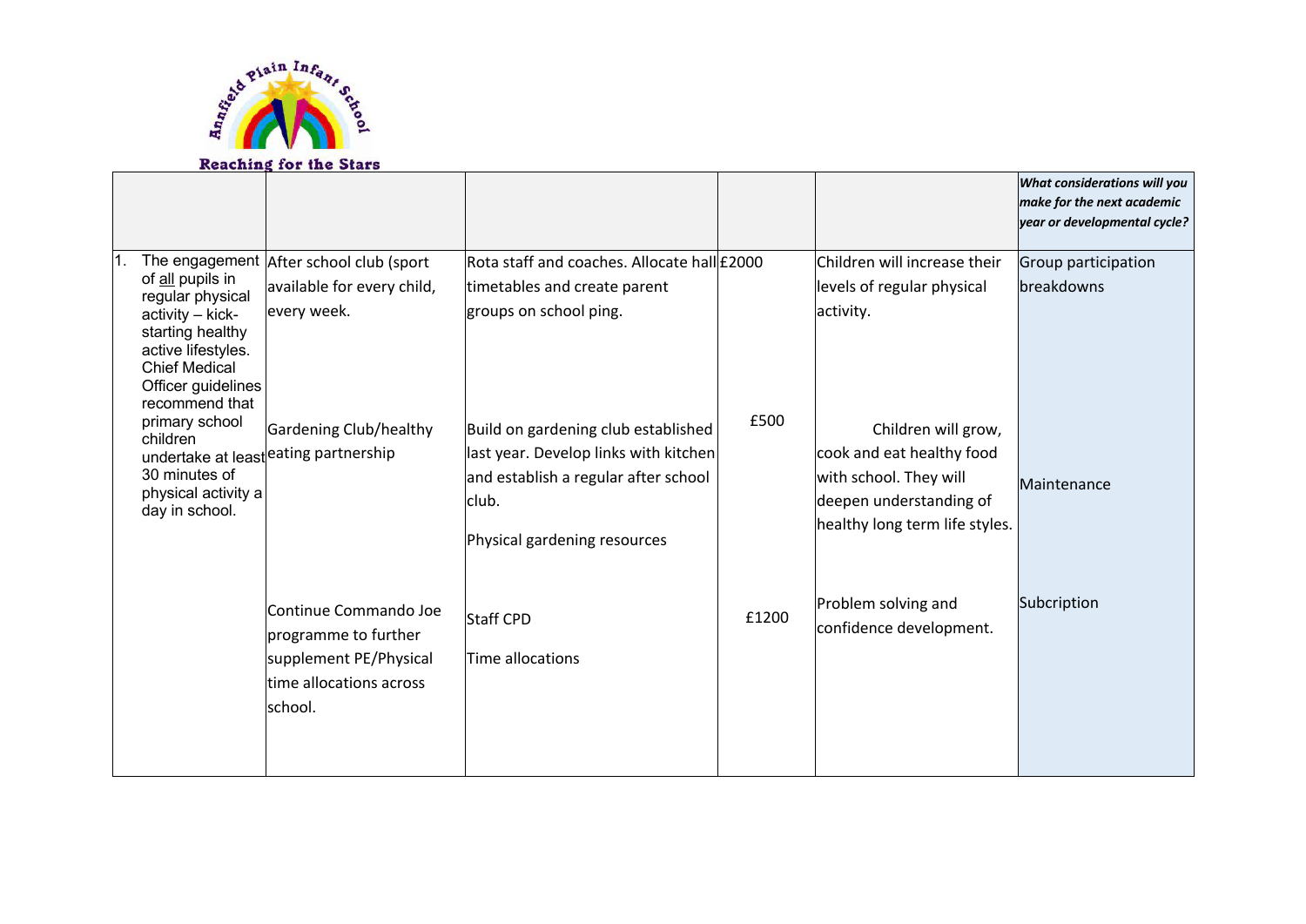Annfield Plain Infant School

Reaching for the Stars

| | | | | | *What considerations will you make for the next academic year or developmental cycle?* |
|---|---|---|---|---|---|
| 1. The engagement of <u>all</u> pupils in regular physical activity – kick-starting healthy active lifestyles. Chief Medical Officer guidelines recommend that primary school children undertake at least 30 minutes of physical activity a day in school. | After school club (sport available for every child, every week. | Rota staff and coaches. Allocate hall timetables and create parent groups on school ping. | £2000 | Children will increase their levels of regular physical activity. | Group participation breakdowns |
| | Gardening Club/healthy eating partnership | Build on gardening club established last year. Develop links with kitchen and establish a regular after school club.<br><br>Physical gardening resources | £500 | Children will grow, cook and eat healthy food with school. They will deepen understanding of healthy long term life styles. | Maintenance |
| | Continue Commando Joe programme to further supplement PE/Physical time allocations across school. | Staff CPD<br><br>Time allocations | £1200 | Problem solving and confidence development. | Subcription |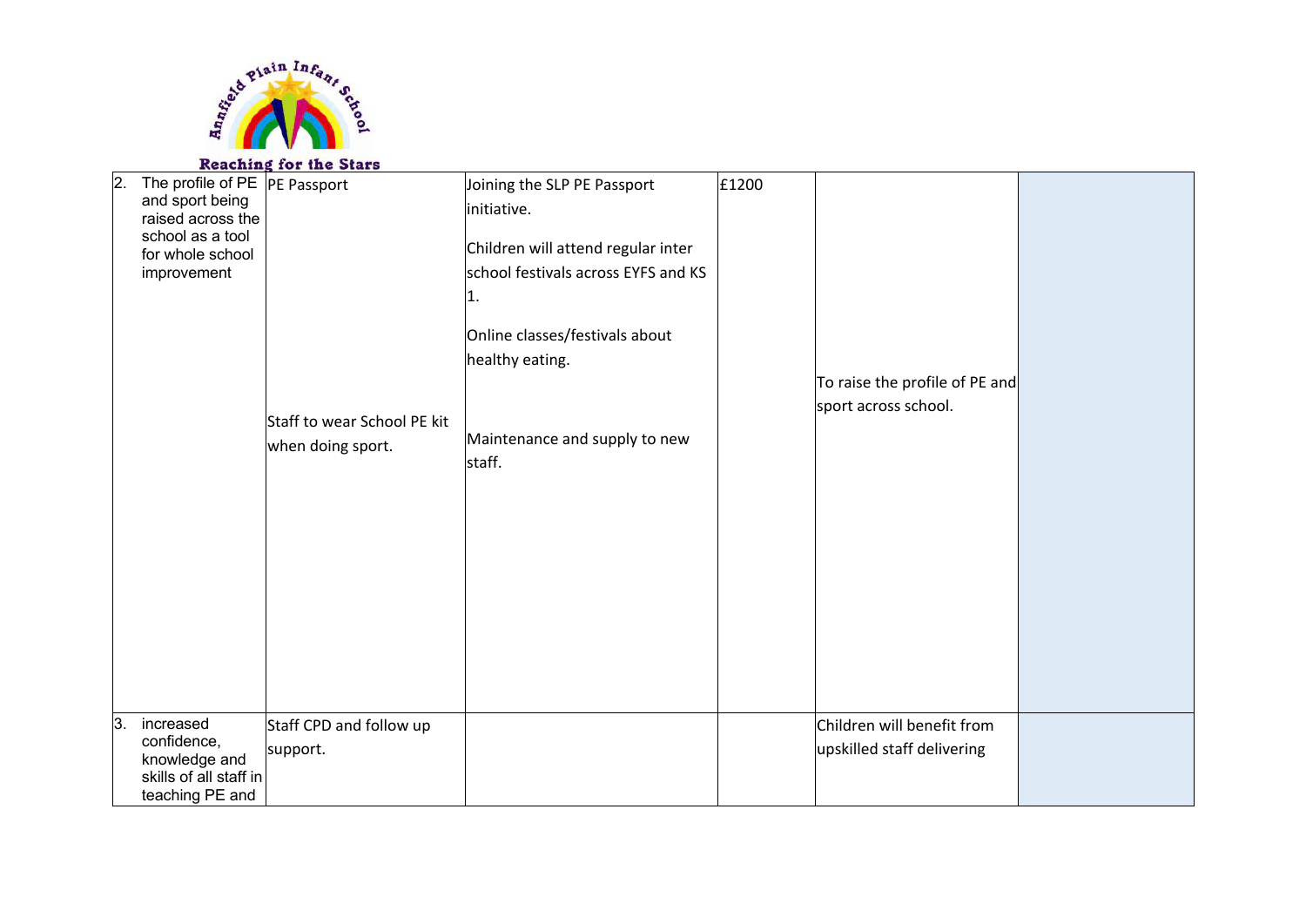Annfield Plain Infant School

Reaching for the Stars

| | | | | | |
|---|---|---|---|---|---|
| 2. The profile of PE and sport being raised across the school as a tool for whole school improvement | PE Passport<br><br>Staff to wear School PE kit when doing sport. | Joining the SLP PE Passport initiative.<br><br>Children will attend regular inter school festivals across EYFS and KS 1.<br><br>Online classes/festivals about healthy eating.<br><br>Maintenance and supply to new staff. | £1200 | To raise the profile of PE and sport across school. | |
| 3. increased confidence, knowledge and skills of all staff in teaching PE and | Staff CPD and follow up support. | | | Children will benefit from upskilled staff delivering | |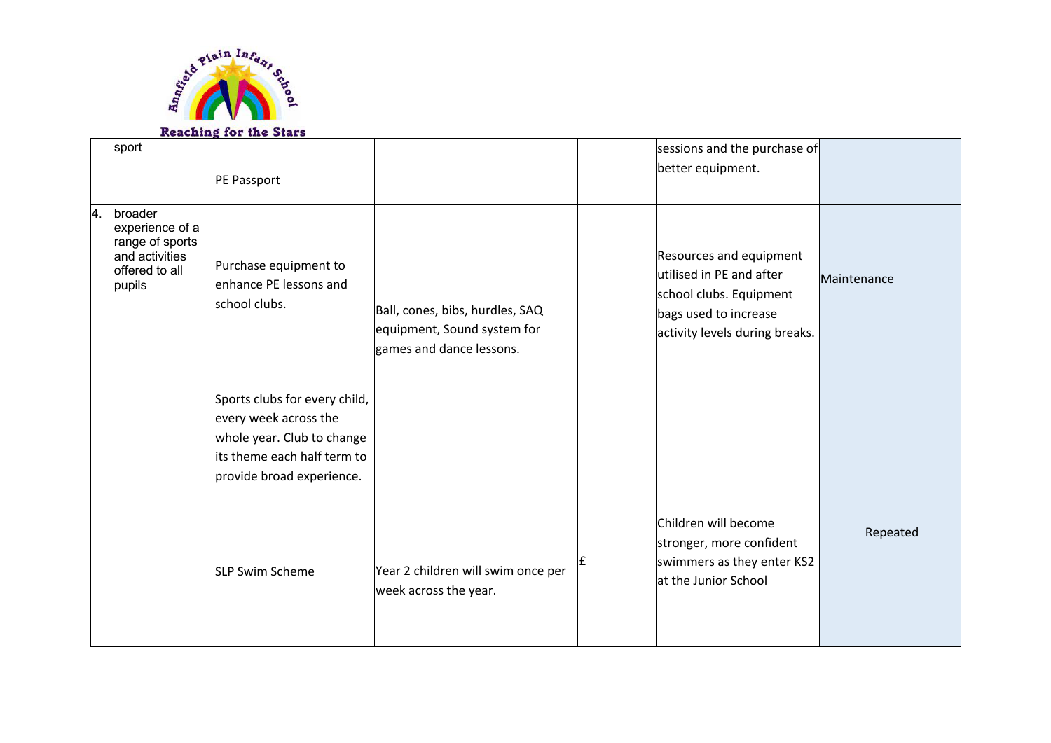Annfield Plain Infant School

Reaching for the Stars

| | | | | | |
|---|---|---|---|---|---|
| sport | PE Passport | | | sessions and the purchase of better equipment. | |
| 4. broader experience of a range of sports and activities offered to all pupils | Purchase equipment to enhance PE lessons and school clubs. | Ball, cones, bibs, hurdles, SAQ equipment, Sound system for games and dance lessons. | | Resources and equipment utilised in PE and after school clubs. Equipment bags used to increase activity levels during breaks. | Maintenance |
| | Sports clubs for every child, every week across the whole year. Club to change its theme each half term to provide broad experience. | | | | |
| | SLP Swim Scheme | Year 2 children will swim once per week across the year. | £ | Children will become stronger, more confident swimmers as they enter KS2 at the Junior School | Repeated |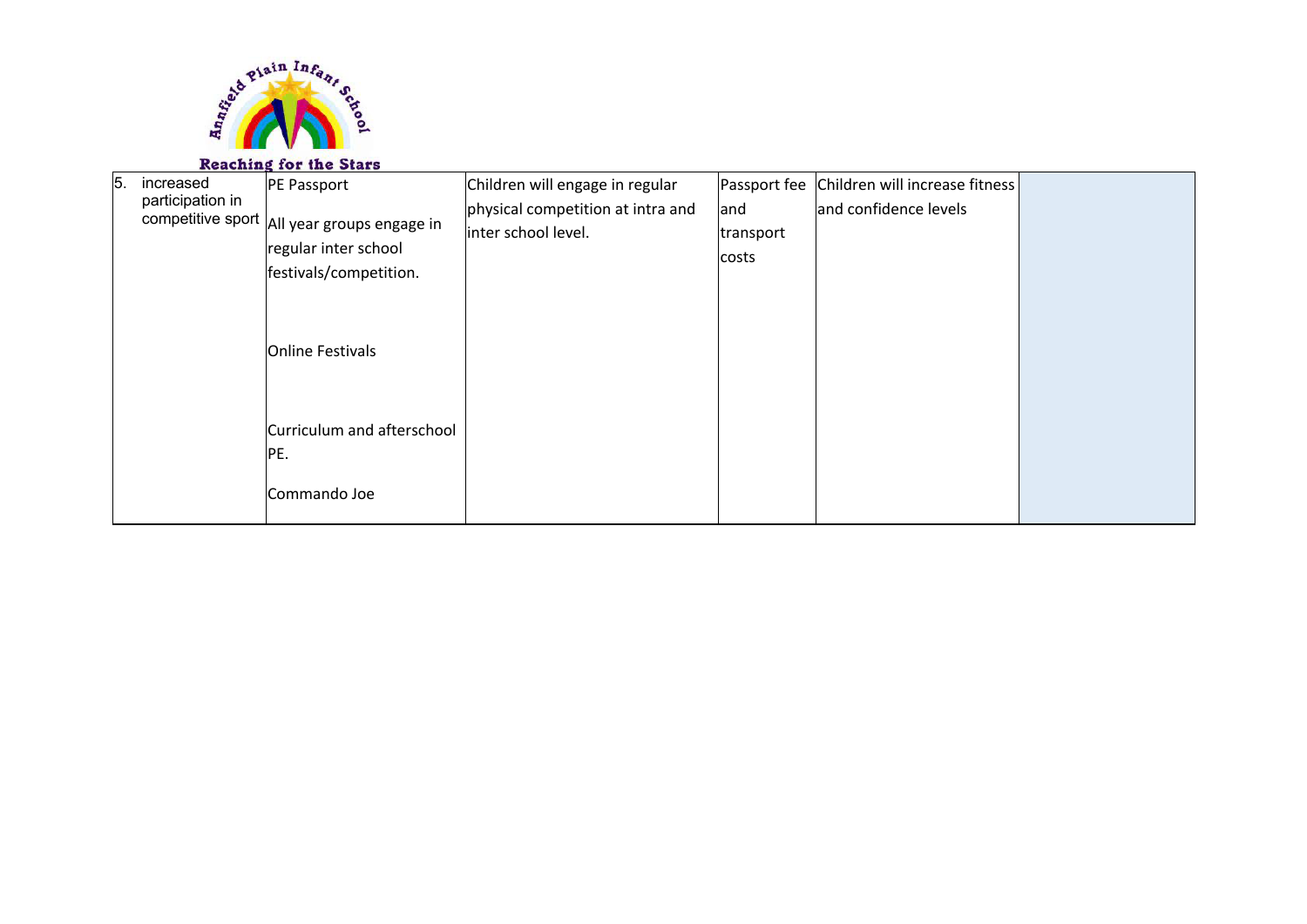Annfield Plain Infant School

Reaching for the Stars

| | | | | | |
|---|---|---|---|---|---|
| 5. increased participation in competitive sport | PE Passport<br><br>All year groups engage in regular inter school festivals/competition.<br><br>Online Festivals<br><br>Curriculum and afterschool PE.<br><br>Commando Joe | Children will engage in regular physical competition at intra and inter school level. | Passport fee and transport costs | Children will increase fitness and confidence levels | |